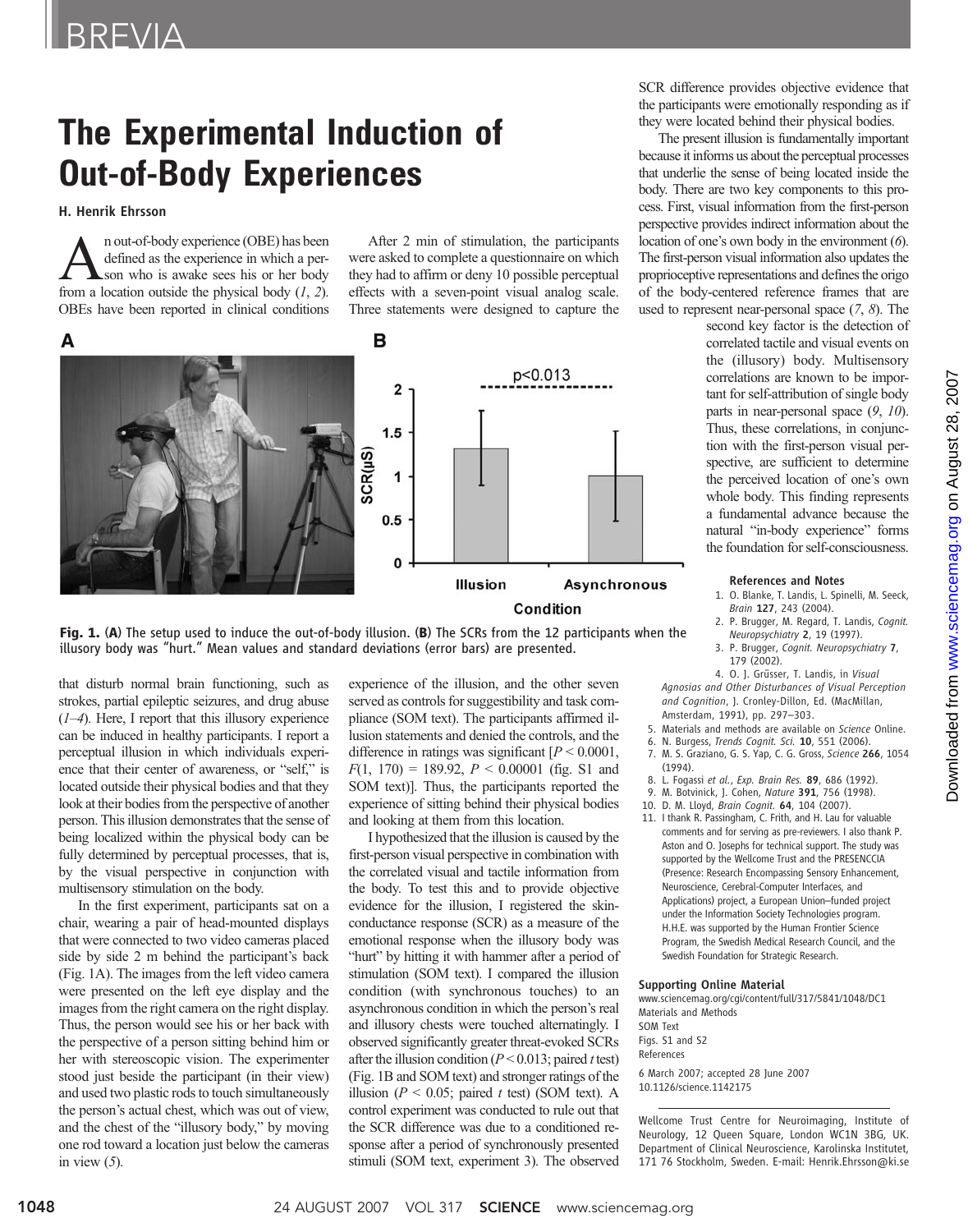# The Experimental Induction of Out-of-Body Experiences

**H. Henrik Ehrsson**

An out-of-body experience (OBE) has been defined as the experience in which a person who is awake sees his or her body from a location outside the physical body (*1*, *2*). OBEs have been reported in clinical conditions that disturb normal brain functioning, such as strokes, partial epileptic seizures, and drug abuse (*1*–*4*). Here, I report that this illusory experience can be induced in healthy participants. I report a perceptual illusion in which individuals experience that their center of awareness, or "self," is located outside their physical bodies and that they look at their bodies from the perspective of another person. This illusion demonstrates that the sense of being localized within the physical body can be fully determined by perceptual processes, that is, by the visual perspective in conjunction with multisensory stimulation on the body.

In the first experiment, participants sat on a chair, wearing a pair of head-mounted displays that were connected to two video cameras placed side by side 2 m behind the participant's back (Fig. 1A). The images from the left video camera were presented on the left eye display and the images from the right camera on the right display. Thus, the person would see his or her back with the perspective of a person sitting behind him or her with stereoscopic vision. The experimenter stood just beside the participant (in their view) and used two plastic rods to touch simultaneously the person's actual chest, which was out of view, and the chest of the "illusory body," by moving one rod toward a location just below the cameras in view (*5*).

After 2 min of stimulation, the participants were asked to complete a questionnaire on which they had to affirm or deny 10 possible perceptual effects with a seven-point visual analog scale. Three statements were designed to capture the experience of the illusion, and the other seven served as controls for suggestibility and task compliance (SOM text). The participants affirmed illusion statements and denied the controls, and the difference in ratings was significant [$P < 0.0001$, $F(1, 170) = 189.92$, $P < 0.00001$ (fig. S1 and SOM text)]. Thus, the participants reported the experience of sitting behind their physical bodies and looking at them from this location.

I hypothesized that the illusion is caused by the first-person visual perspective in combination with the correlated visual and tactile information from the body. To test this and to provide objective evidence for the illusion, I registered the skin-conductance response (SCR) as a measure of the emotional response when the illusory body was "hurt" by hitting it with hammer after a period of stimulation (SOM text). I compared the illusion condition (with synchronous touches) to an asynchronous condition in which the person's real and illusory chests were touched alternatingly. I observed significantly greater threat-evoked SCRs after the illusion condition ($P < 0.013$; paired *t* test) (Fig. 1B and SOM text) and stronger ratings of the illusion ($P < 0.05$; paired *t* test) (SOM text). A control experiment was conducted to rule out that the SCR difference was due to a conditioned response after a period of synchronously presented stimuli (SOM text, experiment 3). The observed SCR difference provides objective evidence that the participants were emotionally responding as if they were located behind their physical bodies.

**Fig. 1.** (**A**) The setup used to induce the out-of-body illusion. (**B**) The SCRs from the 12 participants when the illusory body was "hurt." Mean values and standard deviations (error bars) are presented.

The present illusion is fundamentally important because it informs us about the perceptual processes that underlie the sense of being located inside the body. There are two key components to this process. First, visual information from the first-person perspective provides indirect information about the location of one's own body in the environment (*6*). The first-person visual information also updates the proprioceptive representations and defines the origo of the body-centered reference frames that are used to represent near-personal space (*7*, *8*). The second key factor is the detection of correlated tactile and visual events on the (illusory) body. Multisensory correlations are known to be important for self-attribution of single body parts in near-personal space (*9*, *10*). Thus, these correlations, in conjunction with the first-person visual perspective, are sufficient to determine the perceived location of one's own whole body. This finding represents a fundamental advance because the natural "in-body experience" forms the foundation for self-consciousness.

### References and Notes

1. O. Blanke, T. Landis, L. Spinelli, M. Seeck, *Brain* **127**, 243 (2004).
2. P. Brugger, M. Regard, T. Landis, *Cognit. Neuropsychiatry* **2**, 19 (1997).
3. P. Brugger, *Cognit. Neuropsychiatry* **7**, 179 (2002).
4. O. J. Grüsser, T. Landis, in *Visual Agnosias and Other Disturbances of Visual Perception and Cognition*, J. Cronley-Dillon, Ed. (MacMillan, Amsterdam, 1991), pp. 297–303.
5. Materials and methods are available on *Science* Online.
6. N. Burgess, *Trends Cognit. Sci.* **10**, 551 (2006).
7. M. S. Graziano, G. S. Yap, C. G. Gross, *Science* **266**, 1054 (1994).
8. L. Fogassi *et al.*, *Exp. Brain Res.* **89**, 686 (1992).
9. M. Botvinick, J. Cohen, *Nature* **391**, 756 (1998).
10. D. M. Lloyd, *Brain Cognit.* **64**, 104 (2007).
11. I thank R. Passingham, C. Frith, and H. Lau for valuable comments and for serving as pre-reviewers. I also thank P. Aston and O. Josephs for technical support. The study was supported by the Wellcome Trust and the PRESENCCIA (Presence: Research Encompassing Sensory Enhancement, Neuroscience, Cerebral-Computer Interfaces, and Applications) project, a European Union–funded project under the Information Society Technologies program. H.H.E. was supported by the Human Frontier Science Program, the Swedish Medical Research Council, and the Swedish Foundation for Strategic Research.

### Supporting Online Material

www.sciencemag.org/cgi/content/full/317/5841/1048/DC1
Materials and Methods
SOM Text
Figs. S1 and S2
References

6 March 2007; accepted 28 June 2007
10.1126/science.1142175

Wellcome Trust Centre for Neuroimaging, Institute of Neurology, 12 Queen Square, London WC1N 3BG, UK. Department of Clinical Neuroscience, Karolinska Institutet, 171 76 Stockholm, Sweden. E-mail: Henrik.Ehrsson@ki.se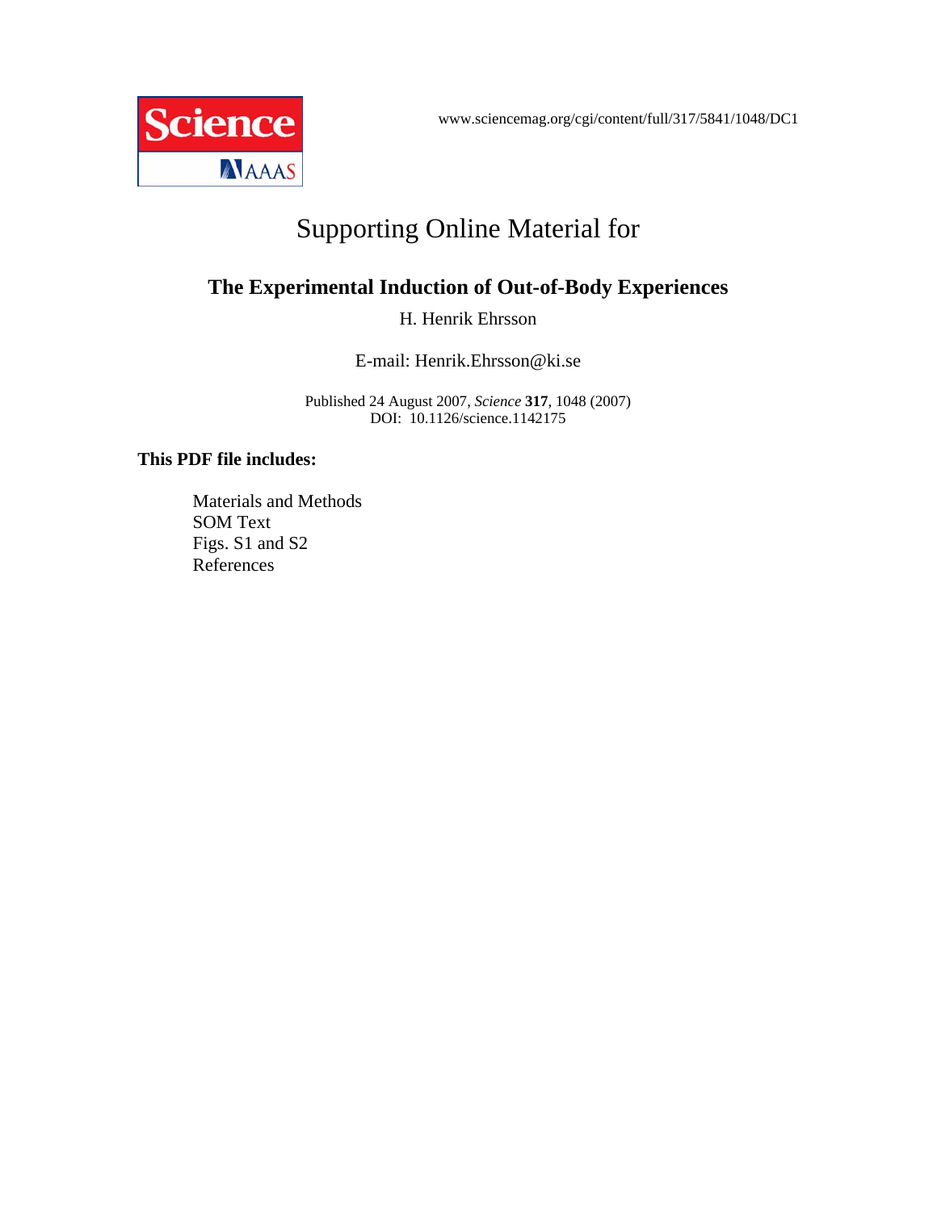www.sciencemag.org/cgi/content/full/317/5841/1048/DC1

# Supporting Online Material for

## The Experimental Induction of Out-of-Body Experiences

H. Henrik Ehrsson

E-mail: Henrik.Ehrsson@ki.se

Published 24 August 2007, *Science* **317**, 1048 (2007)
DOI: 10.1126/science.1142175

**This PDF file includes:**

Materials and Methods
SOM Text
Figs. S1 and S2
References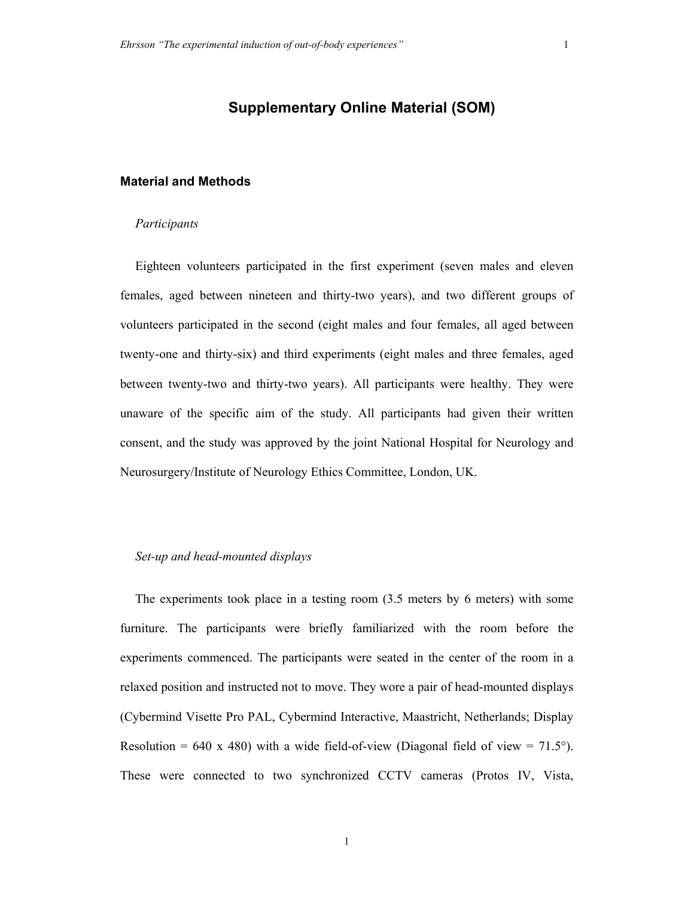# Supplementary Online Material (SOM)

## Material and Methods

### *Participants*

Eighteen volunteers participated in the first experiment (seven males and eleven females, aged between nineteen and thirty-two years), and two different groups of volunteers participated in the second (eight males and four females, all aged between twenty-one and thirty-six) and third experiments (eight males and three females, aged between twenty-two and thirty-two years). All participants were healthy. They were unaware of the specific aim of the study. All participants had given their written consent, and the study was approved by the joint National Hospital for Neurology and Neurosurgery/Institute of Neurology Ethics Committee, London, UK.

### *Set-up and head-mounted displays*

The experiments took place in a testing room (3.5 meters by 6 meters) with some furniture. The participants were briefly familiarized with the room before the experiments commenced. The participants were seated in the center of the room in a relaxed position and instructed not to move. They wore a pair of head-mounted displays (Cybermind Visette Pro PAL, Cybermind Interactive, Maastricht, Netherlands; Display Resolution = 640 x 480) with a wide field-of-view (Diagonal field of view = 71.5°). These were connected to two synchronized CCTV cameras (Protos IV, Vista,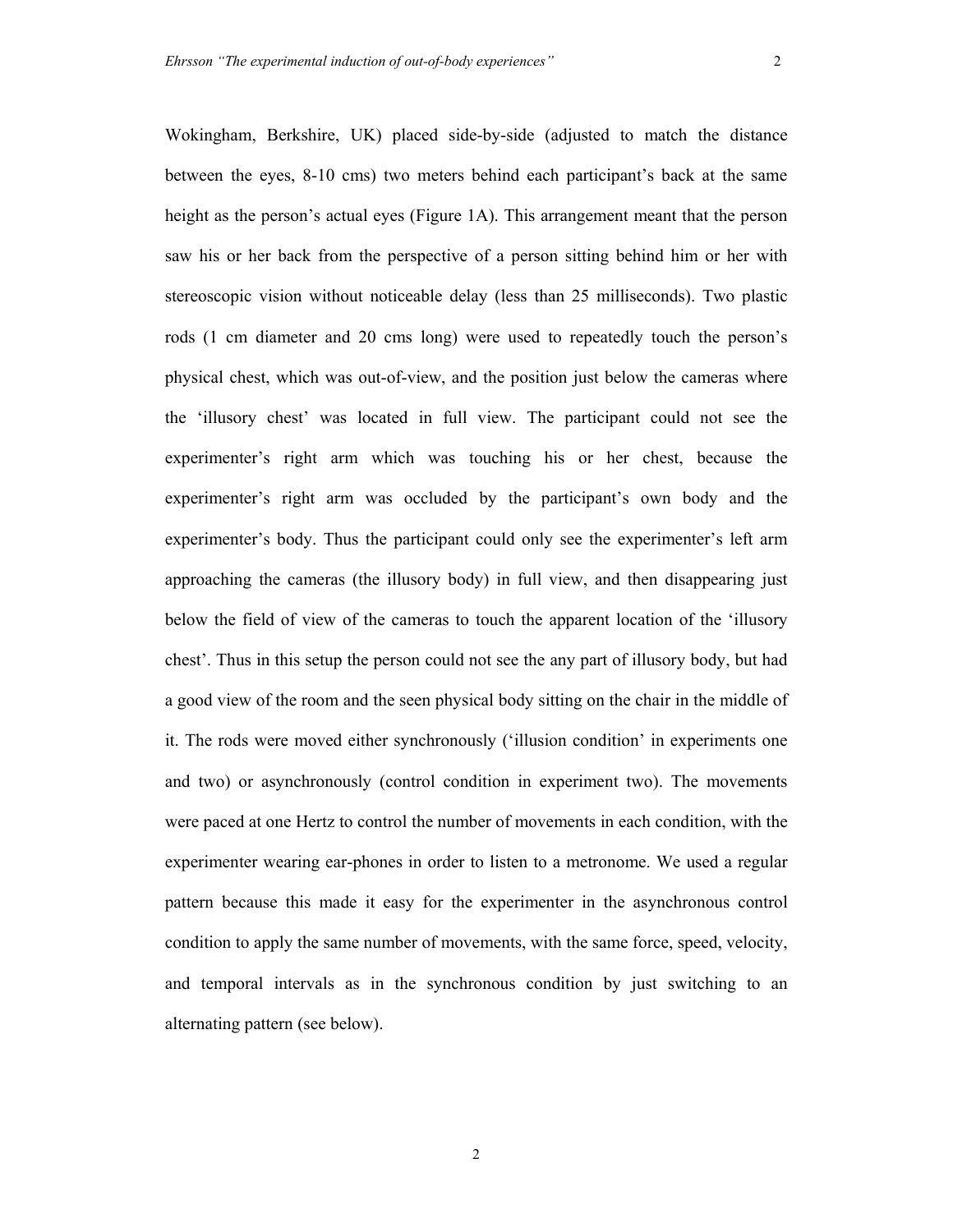Wokingham, Berkshire, UK) placed side-by-side (adjusted to match the distance between the eyes, 8-10 cms) two meters behind each participant's back at the same height as the person's actual eyes (Figure 1A). This arrangement meant that the person saw his or her back from the perspective of a person sitting behind him or her with stereoscopic vision without noticeable delay (less than 25 milliseconds). Two plastic rods (1 cm diameter and 20 cms long) were used to repeatedly touch the person's physical chest, which was out-of-view, and the position just below the cameras where the 'illusory chest' was located in full view. The participant could not see the experimenter's right arm which was touching his or her chest, because the experimenter's right arm was occluded by the participant's own body and the experimenter's body. Thus the participant could only see the experimenter's left arm approaching the cameras (the illusory body) in full view, and then disappearing just below the field of view of the cameras to touch the apparent location of the 'illusory chest'. Thus in this setup the person could not see the any part of illusory body, but had a good view of the room and the seen physical body sitting on the chair in the middle of it. The rods were moved either synchronously ('illusion condition' in experiments one and two) or asynchronously (control condition in experiment two). The movements were paced at one Hertz to control the number of movements in each condition, with the experimenter wearing ear-phones in order to listen to a metronome. We used a regular pattern because this made it easy for the experimenter in the asynchronous control condition to apply the same number of movements, with the same force, speed, velocity, and temporal intervals as in the synchronous condition by just switching to an alternating pattern (see below).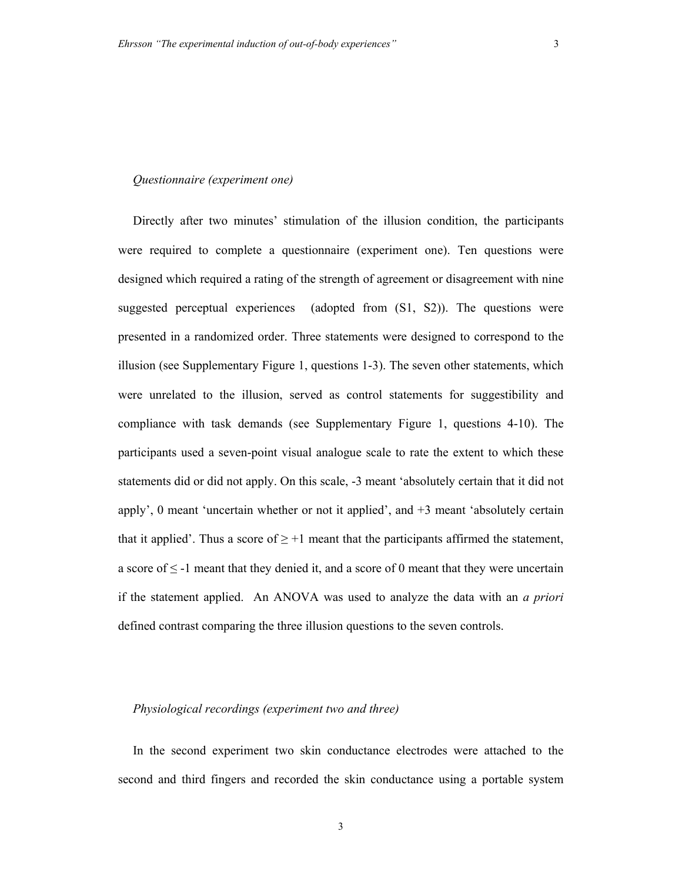*Questionnaire (experiment one)*

Directly after two minutes' stimulation of the illusion condition, the participants were required to complete a questionnaire (experiment one). Ten questions were designed which required a rating of the strength of agreement or disagreement with nine suggested perceptual experiences (adopted from (S1, S2)). The questions were presented in a randomized order. Three statements were designed to correspond to the illusion (see Supplementary Figure 1, questions 1-3). The seven other statements, which were unrelated to the illusion, served as control statements for suggestibility and compliance with task demands (see Supplementary Figure 1, questions 4-10). The participants used a seven-point visual analogue scale to rate the extent to which these statements did or did not apply. On this scale, -3 meant 'absolutely certain that it did not apply', 0 meant 'uncertain whether or not it applied', and +3 meant 'absolutely certain that it applied'. Thus a score of $\geq +1$ meant that the participants affirmed the statement, a score of $\leq -1$ meant that they denied it, and a score of 0 meant that they were uncertain if the statement applied. An ANOVA was used to analyze the data with an *a priori* defined contrast comparing the three illusion questions to the seven controls.

*Physiological recordings (experiment two and three)*

In the second experiment two skin conductance electrodes were attached to the second and third fingers and recorded the skin conductance using a portable system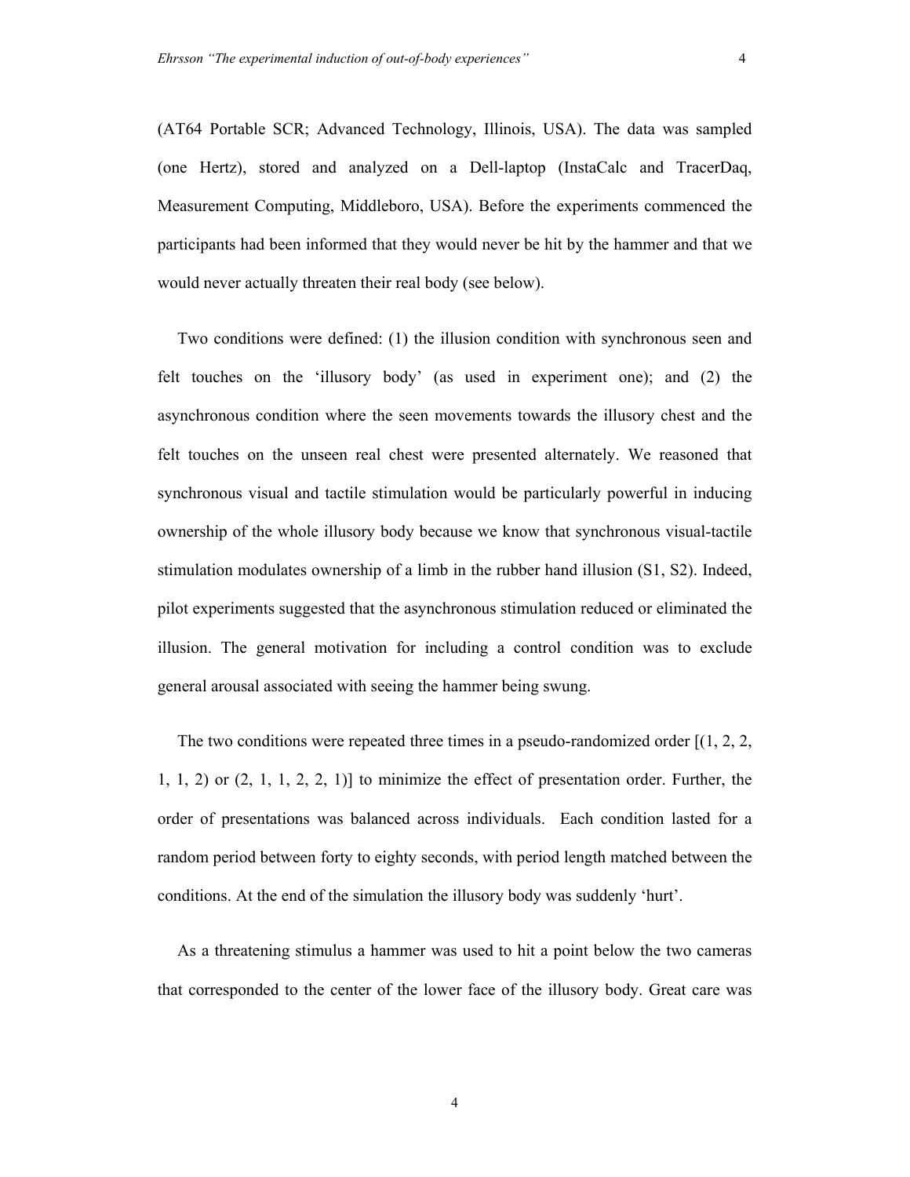(AT64 Portable SCR; Advanced Technology, Illinois, USA). The data was sampled (one Hertz), stored and analyzed on a Dell-laptop (InstaCalc and TracerDaq, Measurement Computing, Middleboro, USA). Before the experiments commenced the participants had been informed that they would never be hit by the hammer and that we would never actually threaten their real body (see below).

Two conditions were defined: (1) the illusion condition with synchronous seen and felt touches on the 'illusory body' (as used in experiment one); and (2) the asynchronous condition where the seen movements towards the illusory chest and the felt touches on the unseen real chest were presented alternately. We reasoned that synchronous visual and tactile stimulation would be particularly powerful in inducing ownership of the whole illusory body because we know that synchronous visual-tactile stimulation modulates ownership of a limb in the rubber hand illusion (S1, S2). Indeed, pilot experiments suggested that the asynchronous stimulation reduced or eliminated the illusion. The general motivation for including a control condition was to exclude general arousal associated with seeing the hammer being swung.

The two conditions were repeated three times in a pseudo-randomized order [(1, 2, 2, 1, 1, 2) or (2, 1, 1, 2, 2, 1)] to minimize the effect of presentation order. Further, the order of presentations was balanced across individuals. Each condition lasted for a random period between forty to eighty seconds, with period length matched between the conditions. At the end of the simulation the illusory body was suddenly 'hurt'.

As a threatening stimulus a hammer was used to hit a point below the two cameras that corresponded to the center of the lower face of the illusory body. Great care was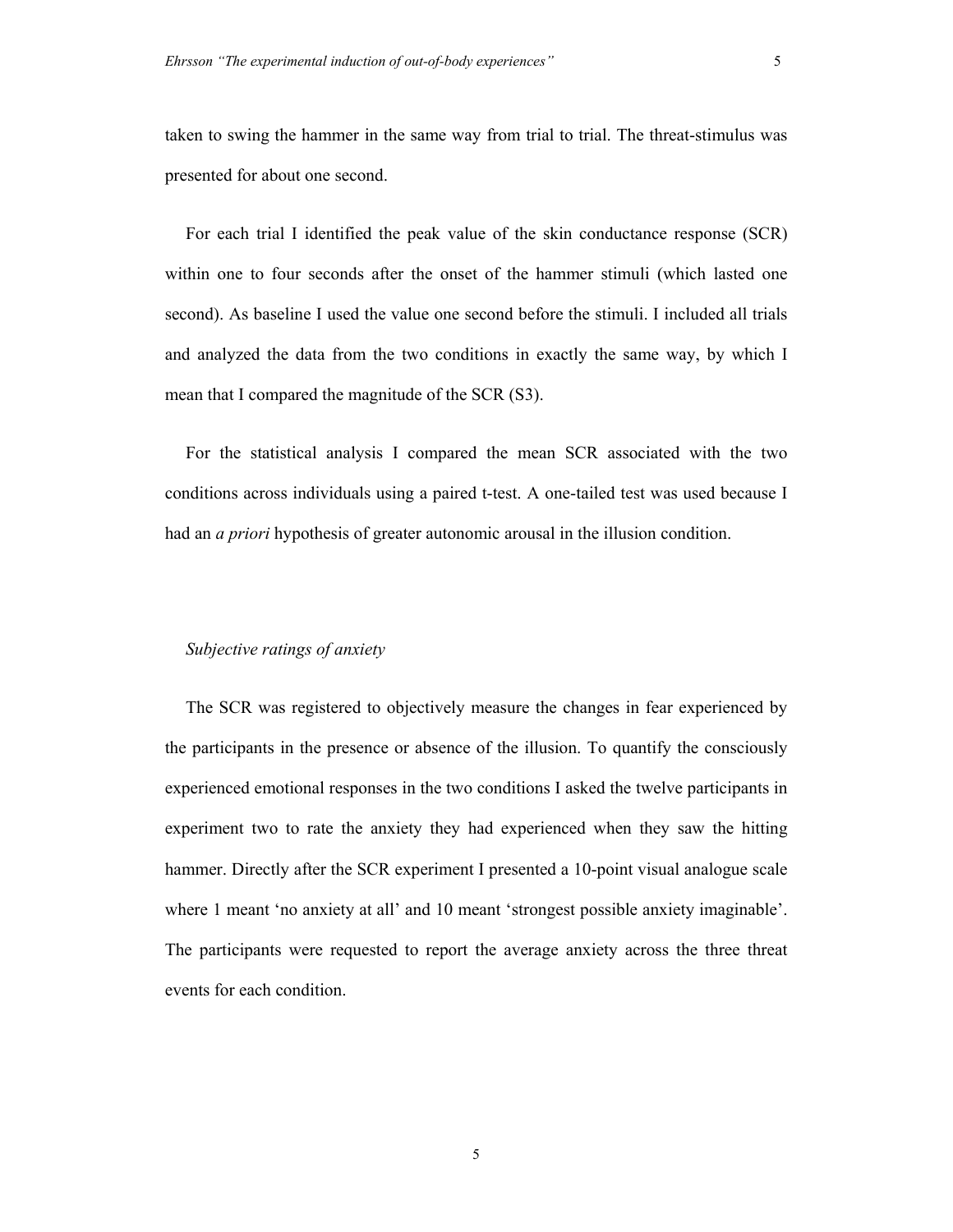taken to swing the hammer in the same way from trial to trial. The threat-stimulus was presented for about one second.

For each trial I identified the peak value of the skin conductance response (SCR) within one to four seconds after the onset of the hammer stimuli (which lasted one second). As baseline I used the value one second before the stimuli. I included all trials and analyzed the data from the two conditions in exactly the same way, by which I mean that I compared the magnitude of the SCR (S3).

For the statistical analysis I compared the mean SCR associated with the two conditions across individuals using a paired t-test. A one-tailed test was used because I had an *a priori* hypothesis of greater autonomic arousal in the illusion condition.

### *Subjective ratings of anxiety*

The SCR was registered to objectively measure the changes in fear experienced by the participants in the presence or absence of the illusion. To quantify the consciously experienced emotional responses in the two conditions I asked the twelve participants in experiment two to rate the anxiety they had experienced when they saw the hitting hammer. Directly after the SCR experiment I presented a 10-point visual analogue scale where 1 meant 'no anxiety at all' and 10 meant 'strongest possible anxiety imaginable'. The participants were requested to report the average anxiety across the three threat events for each condition.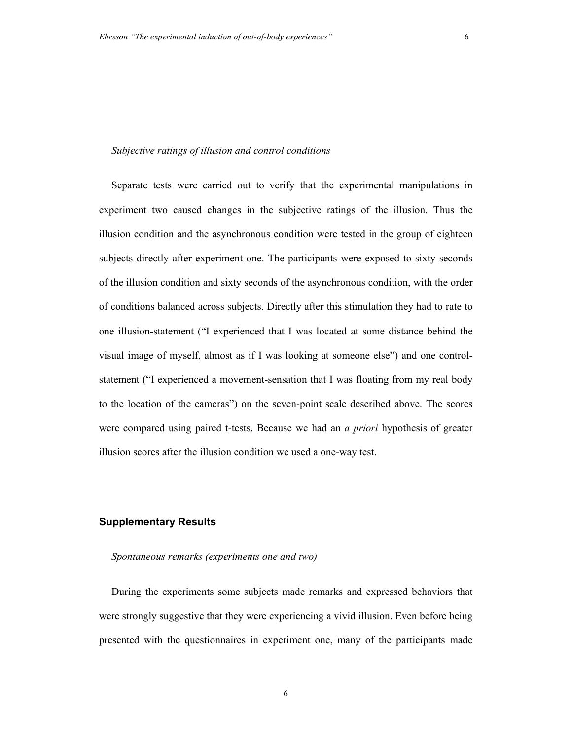*Subjective ratings of illusion and control conditions*

Separate tests were carried out to verify that the experimental manipulations in experiment two caused changes in the subjective ratings of the illusion. Thus the illusion condition and the asynchronous condition were tested in the group of eighteen subjects directly after experiment one. The participants were exposed to sixty seconds of the illusion condition and sixty seconds of the asynchronous condition, with the order of conditions balanced across subjects. Directly after this stimulation they had to rate to one illusion-statement ("I experienced that I was located at some distance behind the visual image of myself, almost as if I was looking at someone else") and one control-statement ("I experienced a movement-sensation that I was floating from my real body to the location of the cameras") on the seven-point scale described above. The scores were compared using paired t-tests. Because we had an *a priori* hypothesis of greater illusion scores after the illusion condition we used a one-way test.

## Supplementary Results

*Spontaneous remarks (experiments one and two)*

During the experiments some subjects made remarks and expressed behaviors that were strongly suggestive that they were experiencing a vivid illusion. Even before being presented with the questionnaires in experiment one, many of the participants made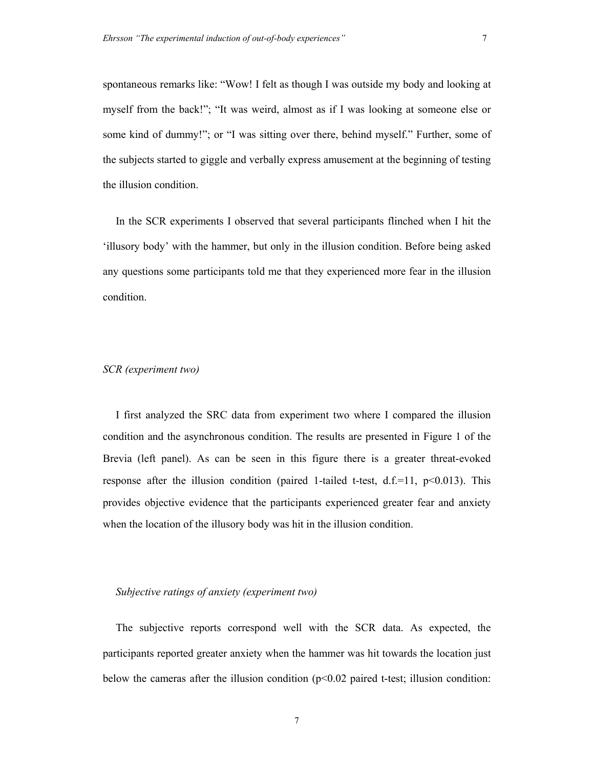spontaneous remarks like: "Wow! I felt as though I was outside my body and looking at myself from the back!"; "It was weird, almost as if I was looking at someone else or some kind of dummy!"; or "I was sitting over there, behind myself." Further, some of the subjects started to giggle and verbally express amusement at the beginning of testing the illusion condition.

In the SCR experiments I observed that several participants flinched when I hit the 'illusory body' with the hammer, but only in the illusion condition. Before being asked any questions some participants told me that they experienced more fear in the illusion condition.

*SCR (experiment two)*

I first analyzed the SRC data from experiment two where I compared the illusion condition and the asynchronous condition. The results are presented in Figure 1 of the Brevia (left panel). As can be seen in this figure there is a greater threat-evoked response after the illusion condition (paired 1-tailed t-test, d.f.=11, $p<0.013$). This provides objective evidence that the participants experienced greater fear and anxiety when the location of the illusory body was hit in the illusion condition.

*Subjective ratings of anxiety (experiment two)*

The subjective reports correspond well with the SCR data. As expected, the participants reported greater anxiety when the hammer was hit towards the location just below the cameras after the illusion condition ($p<0.02$ paired t-test; illusion condition: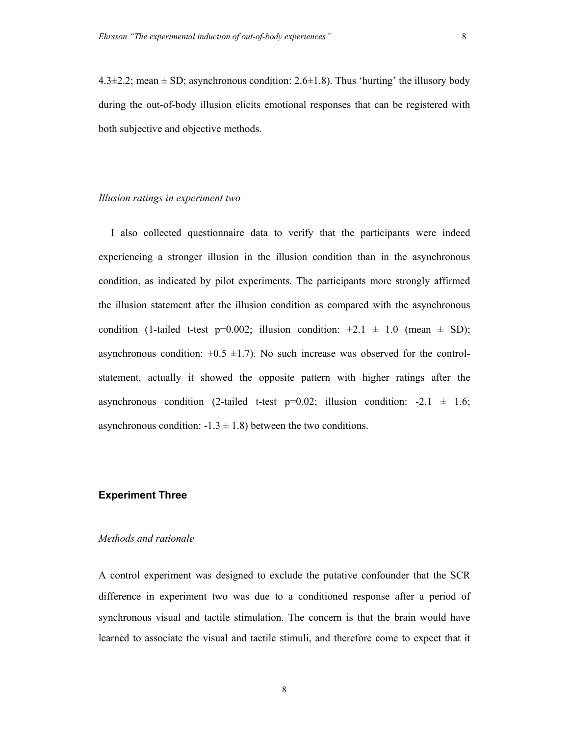4.3±2.2; mean ± SD; asynchronous condition: 2.6±1.8). Thus 'hurting' the illusory body during the out-of-body illusion elicits emotional responses that can be registered with both subjective and objective methods.

*Illusion ratings in experiment two*

I also collected questionnaire data to verify that the participants were indeed experiencing a stronger illusion in the illusion condition than in the asynchronous condition, as indicated by pilot experiments. The participants more strongly affirmed the illusion statement after the illusion condition as compared with the asynchronous condition (1-tailed t-test $p=0.002$; illusion condition: $+2.1 \pm 1.0$ (mean ± SD); asynchronous condition: $+0.5 \pm 1.7$). No such increase was observed for the control-statement, actually it showed the opposite pattern with higher ratings after the asynchronous condition (2-tailed t-test $p=0.02$; illusion condition: $-2.1 \pm 1.6$; asynchronous condition: $-1.3 \pm 1.8$) between the two conditions.

## Experiment Three

*Methods and rationale*

A control experiment was designed to exclude the putative confounder that the SCR difference in experiment two was due to a conditioned response after a period of synchronous visual and tactile stimulation. The concern is that the brain would have learned to associate the visual and tactile stimuli, and therefore come to expect that it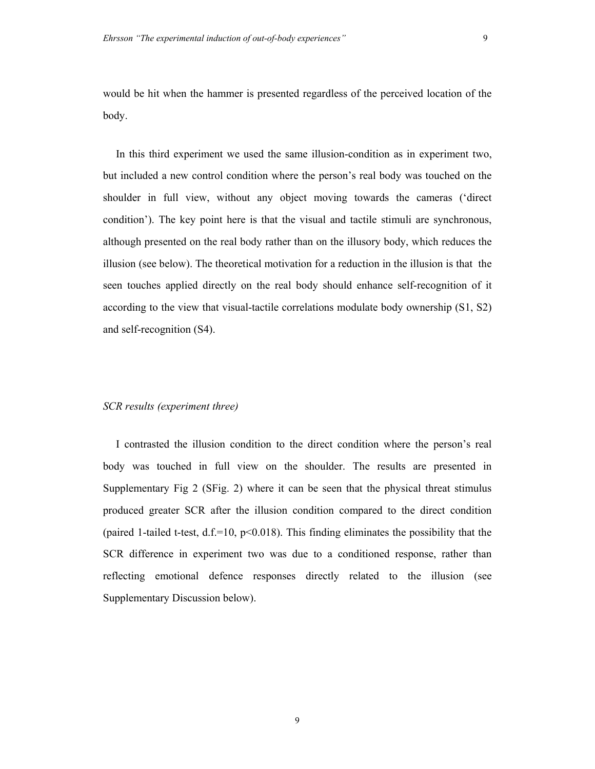would be hit when the hammer is presented regardless of the perceived location of the body.

In this third experiment we used the same illusion-condition as in experiment two, but included a new control condition where the person's real body was touched on the shoulder in full view, without any object moving towards the cameras ('direct condition'). The key point here is that the visual and tactile stimuli are synchronous, although presented on the real body rather than on the illusory body, which reduces the illusion (see below). The theoretical motivation for a reduction in the illusion is that the seen touches applied directly on the real body should enhance self-recognition of it according to the view that visual-tactile correlations modulate body ownership (S1, S2) and self-recognition (S4).

*SCR results (experiment three)*

I contrasted the illusion condition to the direct condition where the person's real body was touched in full view on the shoulder. The results are presented in Supplementary Fig 2 (SFig. 2) where it can be seen that the physical threat stimulus produced greater SCR after the illusion condition compared to the direct condition (paired 1-tailed t-test, d.f.=10, $p<0.018$). This finding eliminates the possibility that the SCR difference in experiment two was due to a conditioned response, rather than reflecting emotional defence responses directly related to the illusion (see Supplementary Discussion below).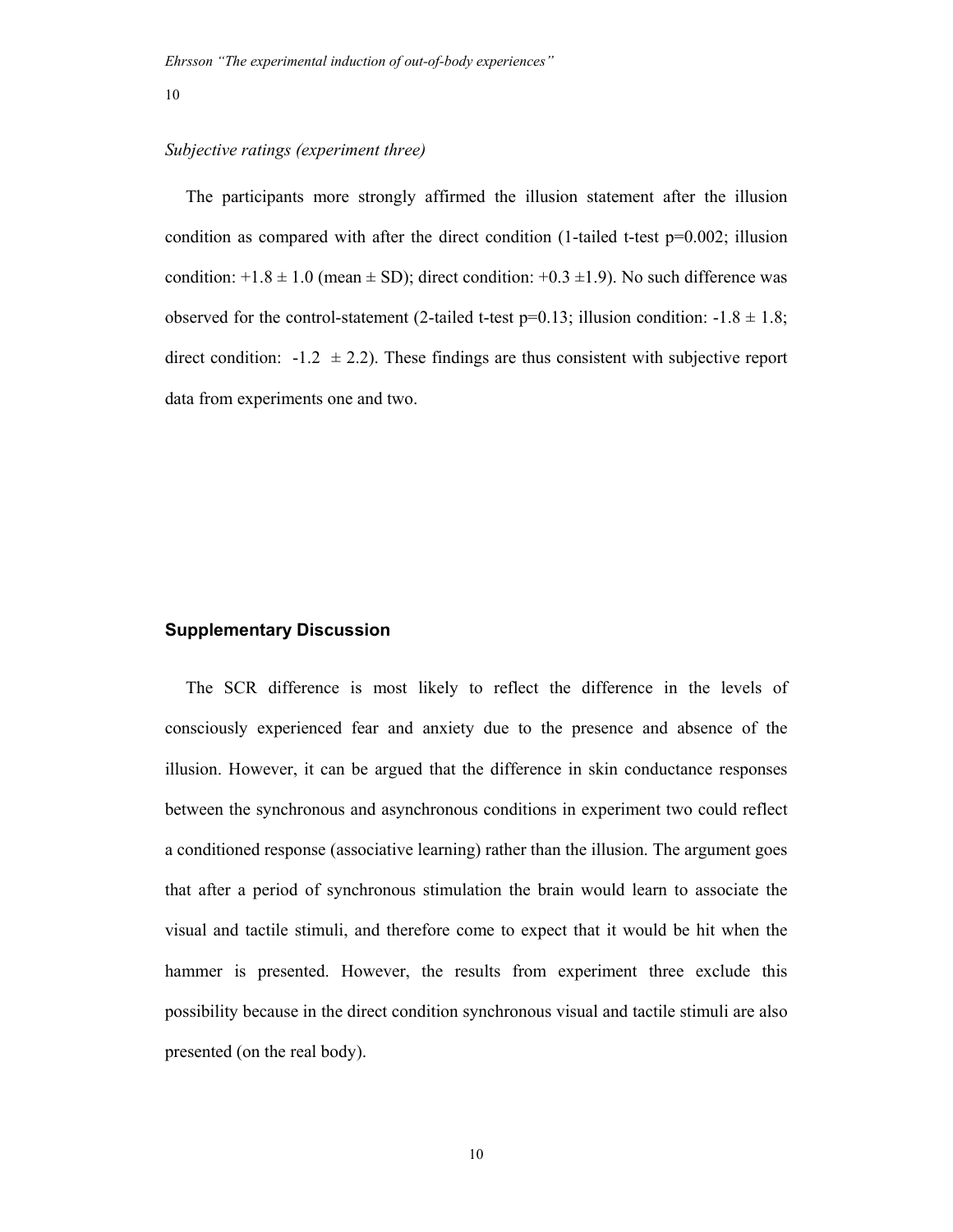*Subjective ratings (experiment three)*

The participants more strongly affirmed the illusion statement after the illusion condition as compared with after the direct condition (1-tailed t-test $p=0.002$; illusion condition: $+1.8 \pm 1.0$ (mean $\pm$ SD); direct condition: $+0.3 \pm 1.9$). No such difference was observed for the control-statement (2-tailed t-test $p=0.13$; illusion condition: $-1.8 \pm 1.8$; direct condition: $-1.2 \pm 2.2$). These findings are thus consistent with subjective report data from experiments one and two.

## Supplementary Discussion

The SCR difference is most likely to reflect the difference in the levels of consciously experienced fear and anxiety due to the presence and absence of the illusion. However, it can be argued that the difference in skin conductance responses between the synchronous and asynchronous conditions in experiment two could reflect a conditioned response (associative learning) rather than the illusion. The argument goes that after a period of synchronous stimulation the brain would learn to associate the visual and tactile stimuli, and therefore come to expect that it would be hit when the hammer is presented. However, the results from experiment three exclude this possibility because in the direct condition synchronous visual and tactile stimuli are also presented (on the real body).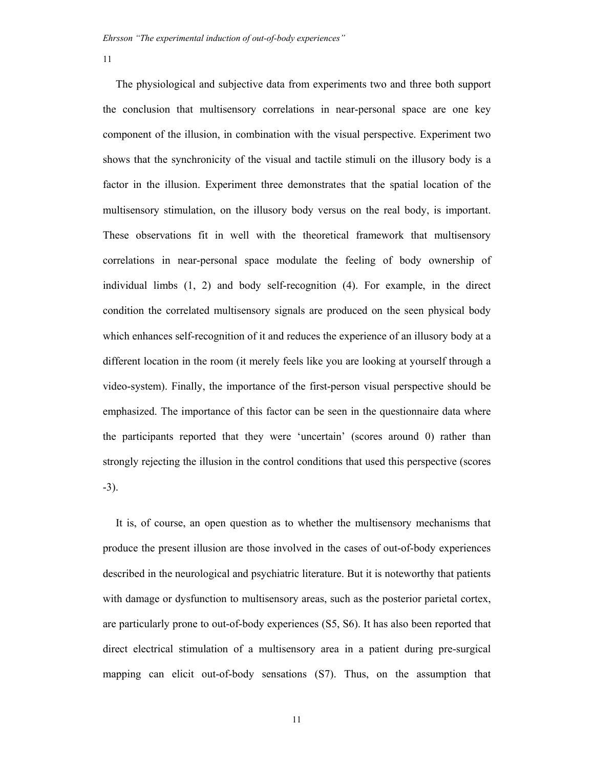The physiological and subjective data from experiments two and three both support the conclusion that multisensory correlations in near-personal space are one key component of the illusion, in combination with the visual perspective. Experiment two shows that the synchronicity of the visual and tactile stimuli on the illusory body is a factor in the illusion. Experiment three demonstrates that the spatial location of the multisensory stimulation, on the illusory body versus on the real body, is important. These observations fit in well with the theoretical framework that multisensory correlations in near-personal space modulate the feeling of body ownership of individual limbs (1, 2) and body self-recognition (4). For example, in the direct condition the correlated multisensory signals are produced on the seen physical body which enhances self-recognition of it and reduces the experience of an illusory body at a different location in the room (it merely feels like you are looking at yourself through a video-system). Finally, the importance of the first-person visual perspective should be emphasized. The importance of this factor can be seen in the questionnaire data where the participants reported that they were 'uncertain' (scores around 0) rather than strongly rejecting the illusion in the control conditions that used this perspective (scores -3).

It is, of course, an open question as to whether the multisensory mechanisms that produce the present illusion are those involved in the cases of out-of-body experiences described in the neurological and psychiatric literature. But it is noteworthy that patients with damage or dysfunction to multisensory areas, such as the posterior parietal cortex, are particularly prone to out-of-body experiences (S5, S6). It has also been reported that direct electrical stimulation of a multisensory area in a patient during pre-surgical mapping can elicit out-of-body sensations (S7). Thus, on the assumption that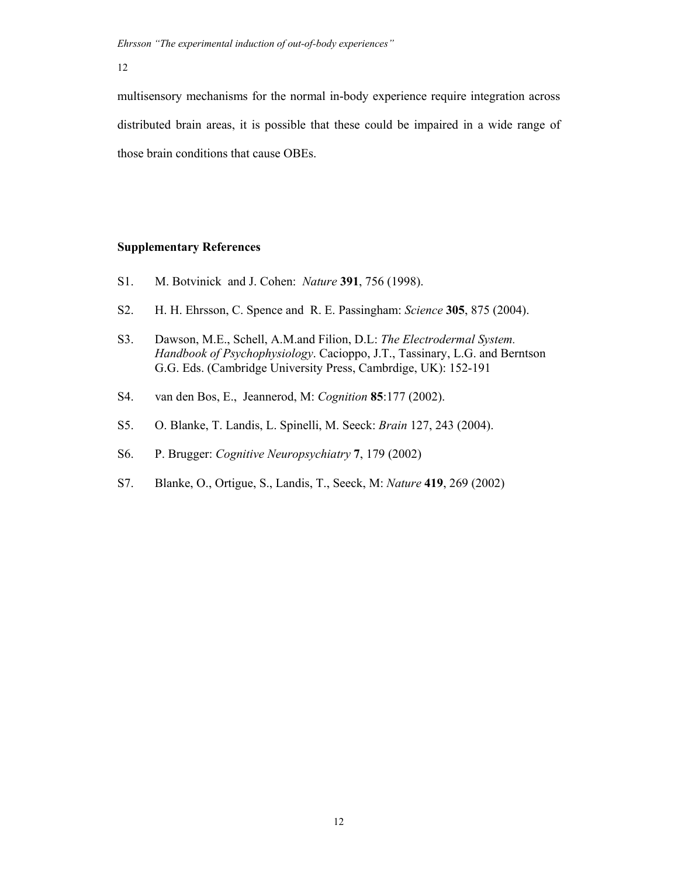multisensory mechanisms for the normal in-body experience require integration across distributed brain areas, it is possible that these could be impaired in a wide range of those brain conditions that cause OBEs.

**Supplementary References**

S1. M. Botvinick and J. Cohen: *Nature* **391**, 756 (1998).

S2. H. H. Ehrsson, C. Spence and R. E. Passingham: *Science* **305**, 875 (2004).

S3. Dawson, M.E., Schell, A.M.and Filion, D.L: *The Electrodermal System. Handbook of Psychophysiology*. Cacioppo, J.T., Tassinary, L.G. and Berntson G.G. Eds. (Cambridge University Press, Cambrdige, UK): 152-191

S4. van den Bos, E., Jeannerod, M: *Cognition* **85**:177 (2002).

S5. O. Blanke, T. Landis, L. Spinelli, M. Seeck: *Brain* 127, 243 (2004).

S6. P. Brugger: *Cognitive Neuropsychiatry* **7**, 179 (2002)

S7. Blanke, O., Ortigue, S., Landis, T., Seeck, M: *Nature* **419**, 269 (2002)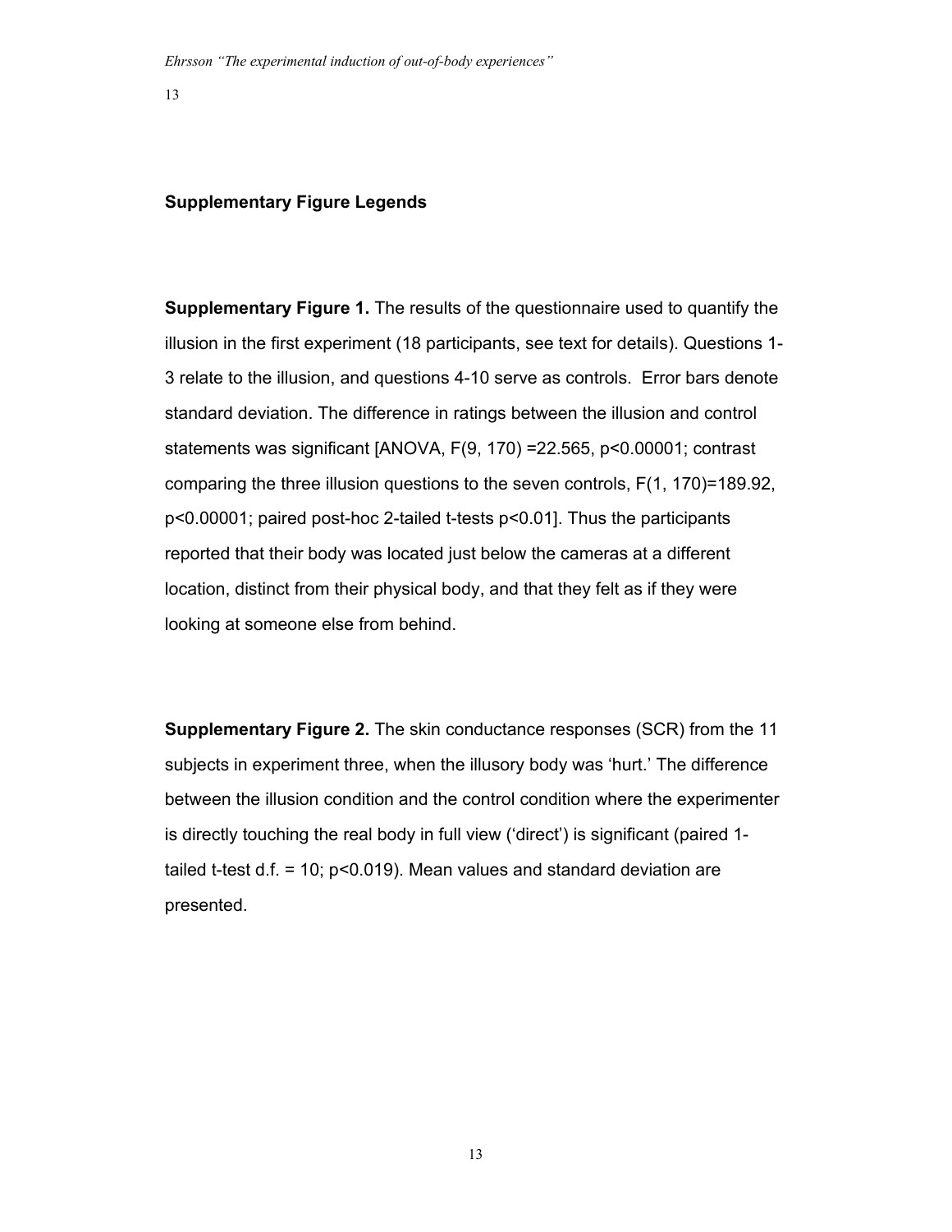### Supplementary Figure Legends

**Supplementary Figure 1.** The results of the questionnaire used to quantify the illusion in the first experiment (18 participants, see text for details). Questions 1-3 relate to the illusion, and questions 4-10 serve as controls. Error bars denote standard deviation. The difference in ratings between the illusion and control statements was significant [ANOVA, $F(9, 170) = 22.565$, $p<0.00001$; contrast comparing the three illusion questions to the seven controls, $F(1, 170)=189.92$, $p<0.00001$; paired post-hoc 2-tailed t-tests $p<0.01$]. Thus the participants reported that their body was located just below the cameras at a different location, distinct from their physical body, and that they felt as if they were looking at someone else from behind.

**Supplementary Figure 2.** The skin conductance responses (SCR) from the 11 subjects in experiment three, when the illusory body was 'hurt.' The difference between the illusion condition and the control condition where the experimenter is directly touching the real body in full view ('direct') is significant (paired 1-tailed t-test d.f. = 10; $p<0.019$). Mean values and standard deviation are presented.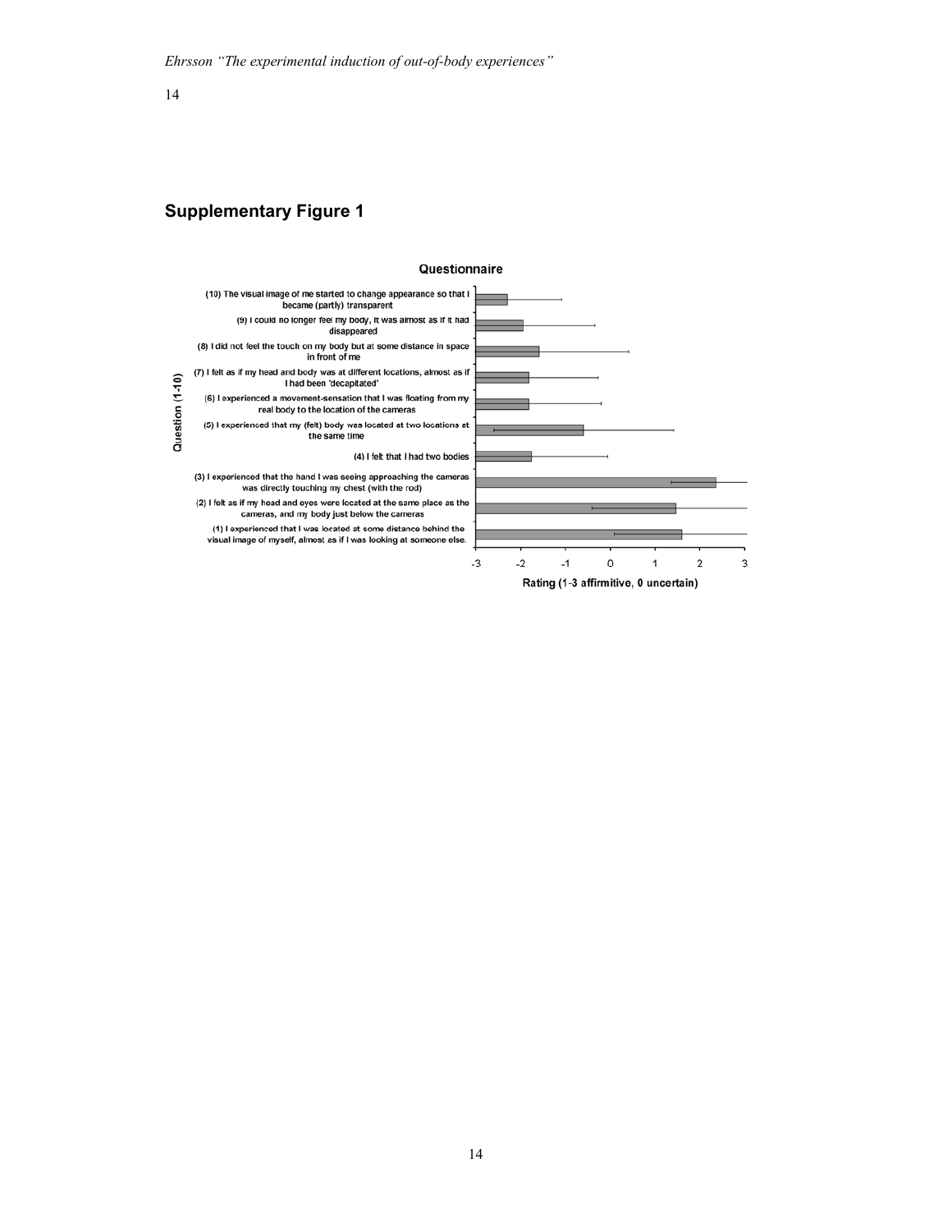## Supplementary Figure 1

Questionnaire

(10) The visual image of me started to change appearance so that I became (partly) transparent

(9) I could no longer feel my body, it was almost as if it had disappeared

(8) I did not feel the touch on my body but at some distance in space in front of me

(7) I felt as if my head and body was at different locations, almost as if I had been 'decapitated'

(6) I experienced a movement-sensation that I was floating from my real body to the location of the cameras

(5) I experienced that my (felt) body was located at two locations at the same time

(4) I felt that I had two bodies

(3) I experienced that the hand I was seeing approaching the cameras was directly touching my chest (with the rod)

(2) I felt as if my head and eyes were located at the same place as the cameras, and my body just below the cameras

(1) I experienced that I was located at some distance behind the visual image of myself, almost as if I was looking at someone else.

Question (1-10)

-3 -2 -1 0 1 2 3

Rating (1-3 affirmitive, 0 uncertain)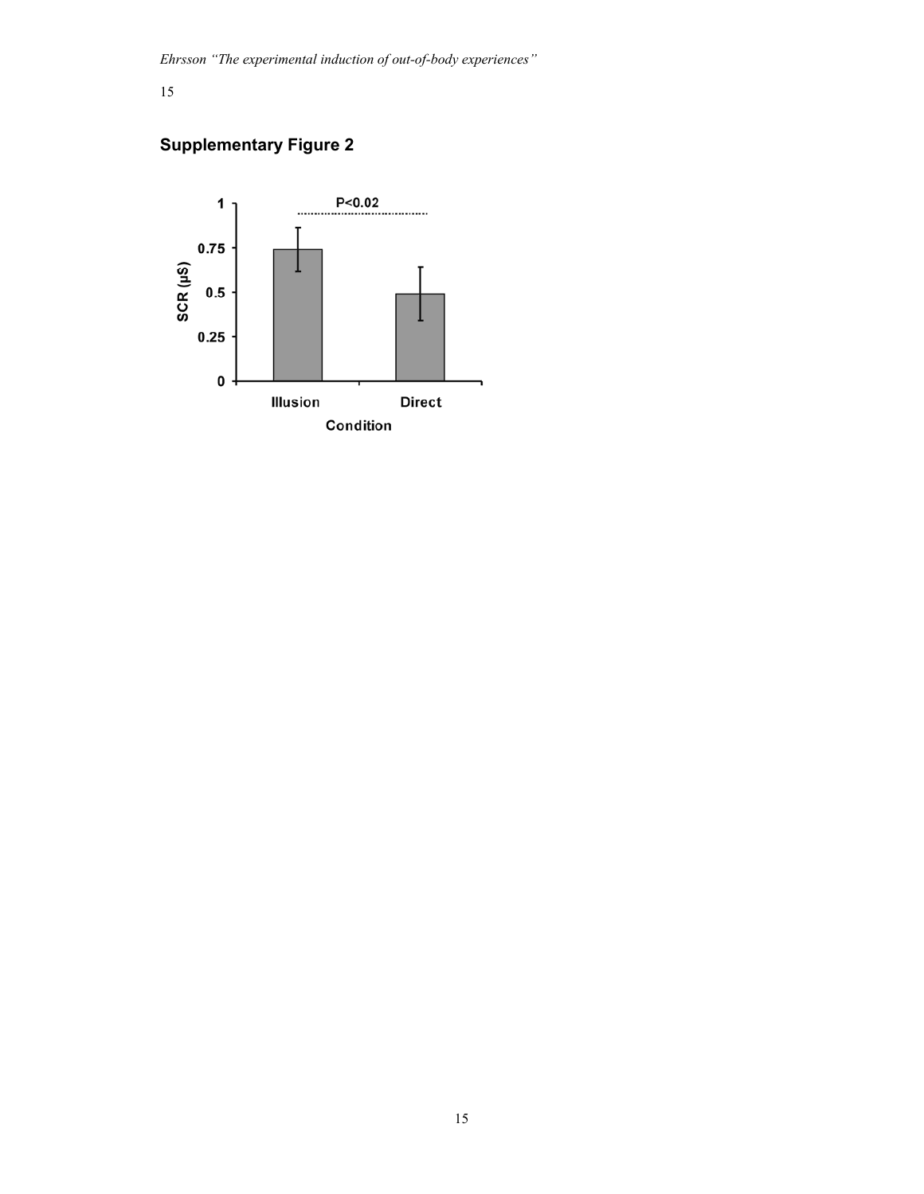## Supplementary Figure 2

P<0.02

1
0.75
0.5
0.25
0

SCR (μS)

Illusion
Direct

Condition